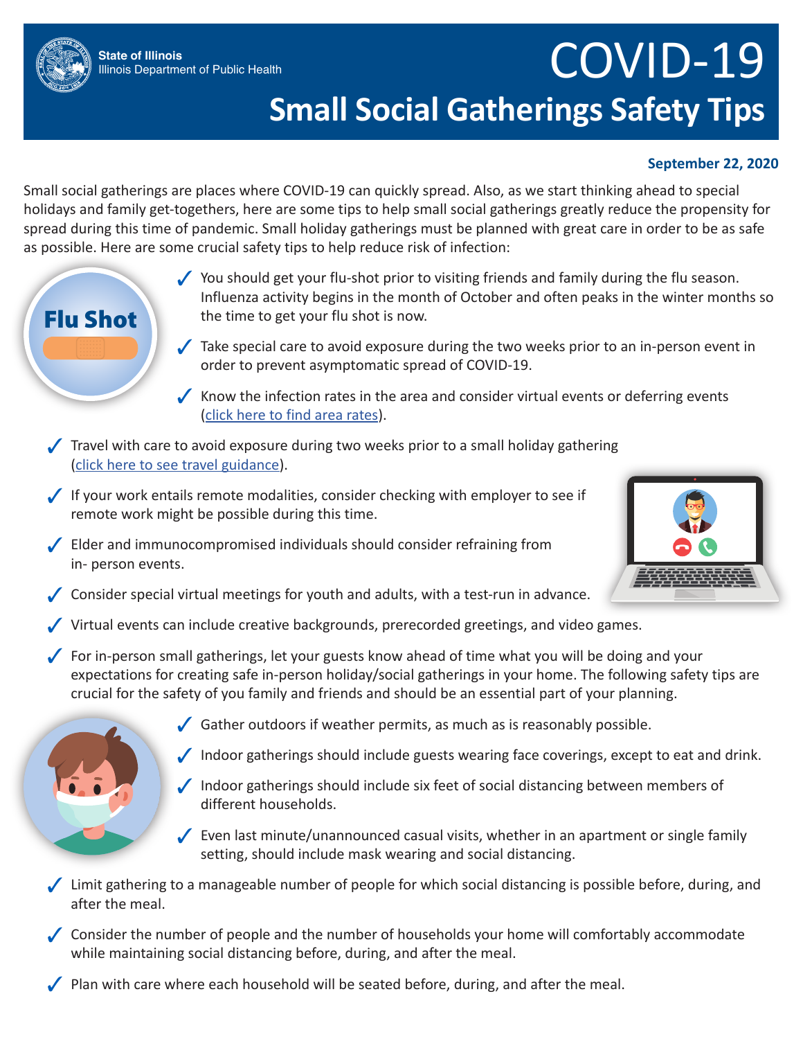State of Illinois
Illinois Department of Public Health

# COVID-19
## Small Social Gatherings Safety Tips

**September 22, 2020**

Small social gatherings are places where COVID-19 can quickly spread. Also, as we start thinking ahead to special holidays and family get-togethers, here are some tips to help small social gatherings greatly reduce the propensity for spread during this time of pandemic. Small holiday gatherings must be planned with great care in order to be as safe as possible. Here are some crucial safety tips to help reduce risk of infection:

- ✓ You should get your flu-shot prior to visiting friends and family during the flu season. Influenza activity begins in the month of October and often peaks in the winter months so the time to get your flu shot is now.
- ✓ Take special care to avoid exposure during the two weeks prior to an in-person event in order to prevent asymptomatic spread of COVID-19.
- ✓ Know the infection rates in the area and consider virtual events or deferring events (click here to find area rates).
- ✓ Travel with care to avoid exposure during two weeks prior to a small holiday gathering (click here to see travel guidance).
- ✓ If your work entails remote modalities, consider checking with employer to see if remote work might be possible during this time.
- ✓ Elder and immunocompromised individuals should consider refraining from in- person events.
- ✓ Consider special virtual meetings for youth and adults, with a test-run in advance.
- ✓ Virtual events can include creative backgrounds, prerecorded greetings, and video games.
- ✓ For in-person small gatherings, let your guests know ahead of time what you will be doing and your expectations for creating safe in-person holiday/social gatherings in your home. The following safety tips are crucial for the safety of you family and friends and should be an essential part of your planning.
- ✓ Gather outdoors if weather permits, as much as is reasonably possible.
- ✓ Indoor gatherings should include guests wearing face coverings, except to eat and drink.
- ✓ Indoor gatherings should include six feet of social distancing between members of different households.
- ✓ Even last minute/unannounced casual visits, whether in an apartment or single family setting, should include mask wearing and social distancing.
- ✓ Limit gathering to a manageable number of people for which social distancing is possible before, during, and after the meal.
- ✓ Consider the number of people and the number of households your home will comfortably accommodate while maintaining social distancing before, during, and after the meal.
- ✓ Plan with care where each household will be seated before, during, and after the meal.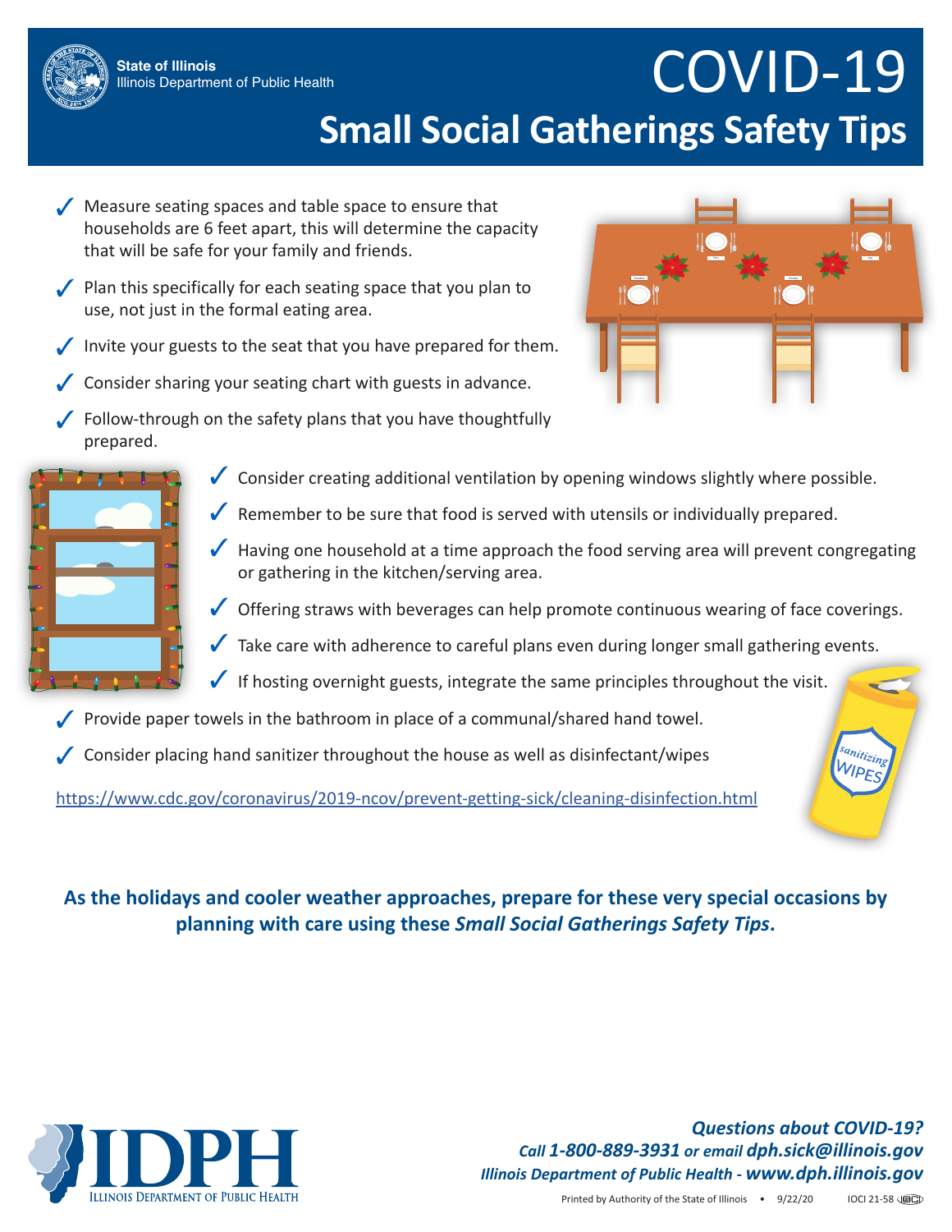State of Illinois
Illinois Department of Public Health

# COVID-19

## Small Social Gatherings Safety Tips

- ✓ Measure seating spaces and table space to ensure that households are 6 feet apart, this will determine the capacity that will be safe for your family and friends.
- ✓ Plan this specifically for each seating space that you plan to use, not just in the formal eating area.
- ✓ Invite your guests to the seat that you have prepared for them.
- ✓ Consider sharing your seating chart with guests in advance.
- ✓ Follow-through on the safety plans that you have thoughtfully prepared.
- ✓ Consider creating additional ventilation by opening windows slightly where possible.
- ✓ Remember to be sure that food is served with utensils or individually prepared.
- ✓ Having one household at a time approach the food serving area will prevent congregating or gathering in the kitchen/serving area.
- ✓ Offering straws with beverages can help promote continuous wearing of face coverings.
- ✓ Take care with adherence to careful plans even during longer small gathering events.
- ✓ If hosting overnight guests, integrate the same principles throughout the visit.
- ✓ Provide paper towels in the bathroom in place of a communal/shared hand towel.
- ✓ Consider placing hand sanitizer throughout the house as well as disinfectant/wipes

https://www.cdc.gov/coronavirus/2019-ncov/prevent-getting-sick/cleaning-disinfection.html

**As the holidays and cooler weather approaches, prepare for these very special occasions by planning with care using these *Small Social Gatherings Safety Tips*.**

IDPH
ILLINOIS DEPARTMENT OF PUBLIC HEALTH

***Questions about COVID-19?***
***Call 1-800-889-3931 or email dph.sick@illinois.gov***
***Illinois Department of Public Health - www.dph.illinois.gov***

Printed by Authority of the State of Illinois • 9/22/20 IOCI 21-58